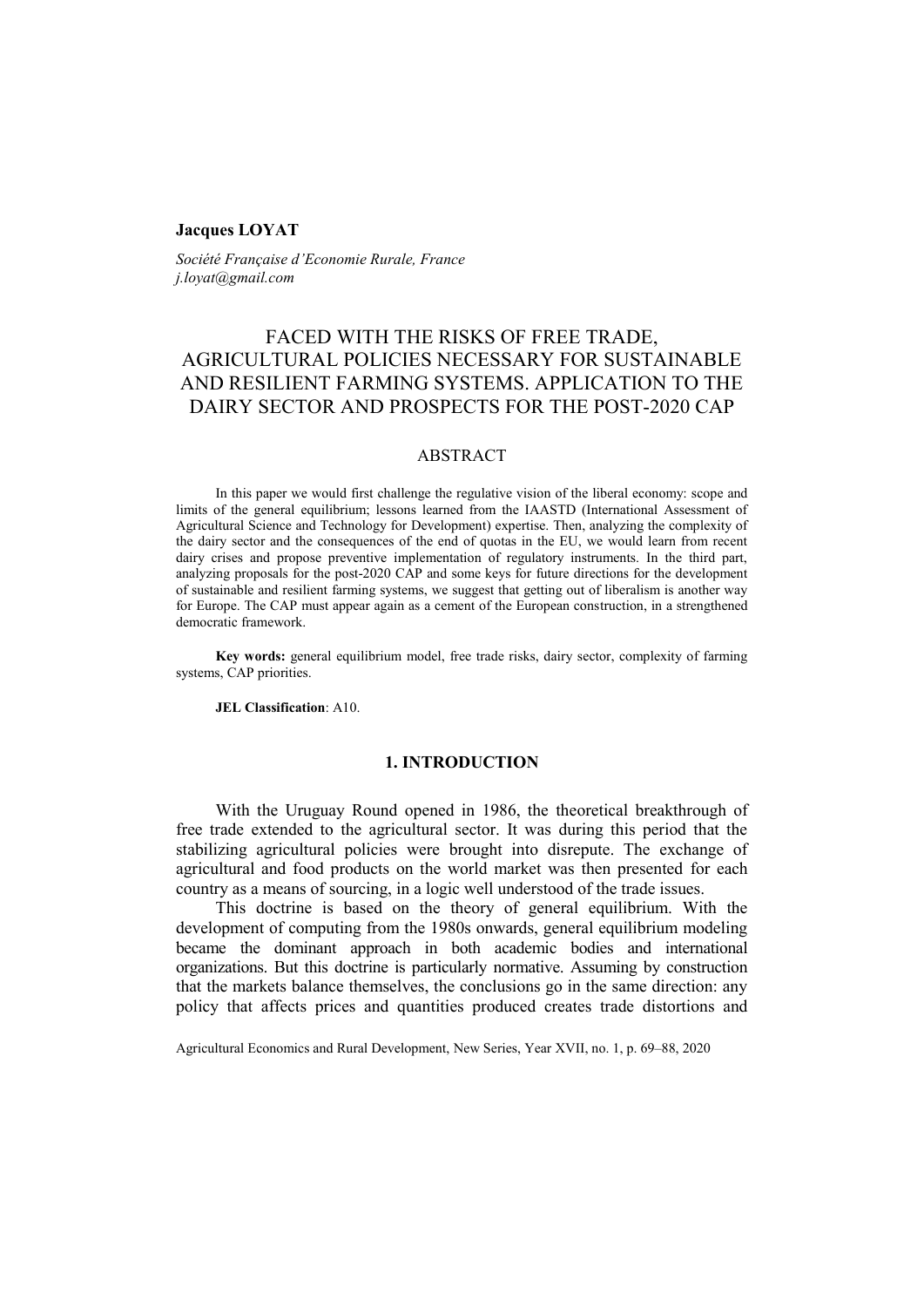**Jacques LOYAT**

*Société Française d'Economie Rurale, France*
*j.loyat@gmail.com*

# FACED WITH THE RISKS OF FREE TRADE, AGRICULTURAL POLICIES NECESSARY FOR SUSTAINABLE AND RESILIENT FARMING SYSTEMS. APPLICATION TO THE DAIRY SECTOR AND PROSPECTS FOR THE POST-2020 CAP

## ABSTRACT

In this paper we would first challenge the regulative vision of the liberal economy: scope and limits of the general equilibrium; lessons learned from the IAASTD (International Assessment of Agricultural Science and Technology for Development) expertise. Then, analyzing the complexity of the dairy sector and the consequences of the end of quotas in the EU, we would learn from recent dairy crises and propose preventive implementation of regulatory instruments. In the third part, analyzing proposals for the post-2020 CAP and some keys for future directions for the development of sustainable and resilient farming systems, we suggest that getting out of liberalism is another way for Europe. The CAP must appear again as a cement of the European construction, in a strengthened democratic framework.

**Key words:** general equilibrium model, free trade risks, dairy sector, complexity of farming systems, CAP priorities.

**JEL Classification**: A10.

## 1. INTRODUCTION

With the Uruguay Round opened in 1986, the theoretical breakthrough of free trade extended to the agricultural sector. It was during this period that the stabilizing agricultural policies were brought into disrepute. The exchange of agricultural and food products on the world market was then presented for each country as a means of sourcing, in a logic well understood of the trade issues.

This doctrine is based on the theory of general equilibrium. With the development of computing from the 1980s onwards, general equilibrium modeling became the dominant approach in both academic bodies and international organizations. But this doctrine is particularly normative. Assuming by construction that the markets balance themselves, the conclusions go in the same direction: any policy that affects prices and quantities produced creates trade distortions and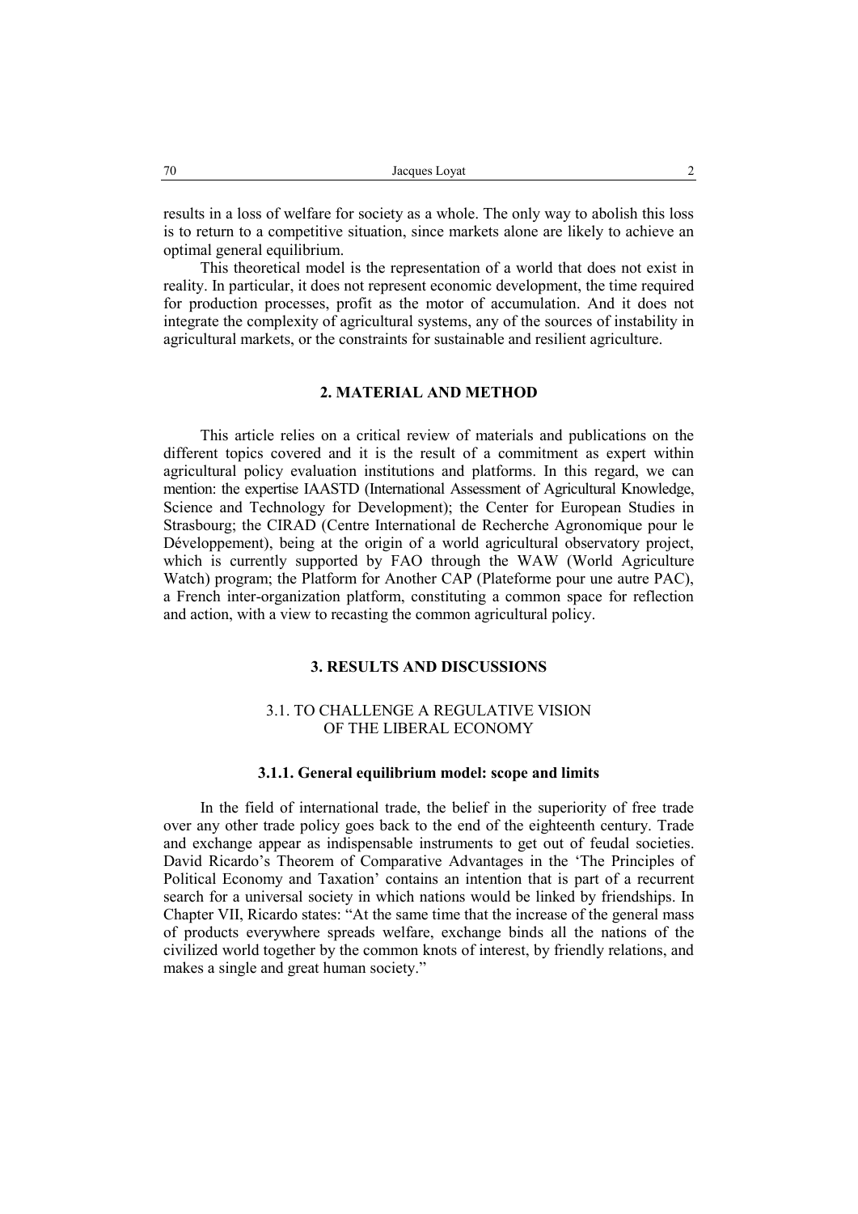results in a loss of welfare for society as a whole. The only way to abolish this loss is to return to a competitive situation, since markets alone are likely to achieve an optimal general equilibrium.

This theoretical model is the representation of a world that does not exist in reality. In particular, it does not represent economic development, the time required for production processes, profit as the motor of accumulation. And it does not integrate the complexity of agricultural systems, any of the sources of instability in agricultural markets, or the constraints for sustainable and resilient agriculture.

## 2. MATERIAL AND METHOD

This article relies on a critical review of materials and publications on the different topics covered and it is the result of a commitment as expert within agricultural policy evaluation institutions and platforms. In this regard, we can mention: the expertise IAASTD (International Assessment of Agricultural Knowledge, Science and Technology for Development); the Center for European Studies in Strasbourg; the CIRAD (Centre International de Recherche Agronomique pour le Développement), being at the origin of a world agricultural observatory project, which is currently supported by FAO through the WAW (World Agriculture Watch) program; the Platform for Another CAP (Plateforme pour une autre PAC), a French inter-organization platform, constituting a common space for reflection and action, with a view to recasting the common agricultural policy.

## 3. RESULTS AND DISCUSSIONS

### 3.1. TO CHALLENGE A REGULATIVE VISION OF THE LIBERAL ECONOMY

#### 3.1.1. General equilibrium model: scope and limits

In the field of international trade, the belief in the superiority of free trade over any other trade policy goes back to the end of the eighteenth century. Trade and exchange appear as indispensable instruments to get out of feudal societies. David Ricardo's Theorem of Comparative Advantages in the 'The Principles of Political Economy and Taxation' contains an intention that is part of a recurrent search for a universal society in which nations would be linked by friendships. In Chapter VII, Ricardo states: "At the same time that the increase of the general mass of products everywhere spreads welfare, exchange binds all the nations of the civilized world together by the common knots of interest, by friendly relations, and makes a single and great human society."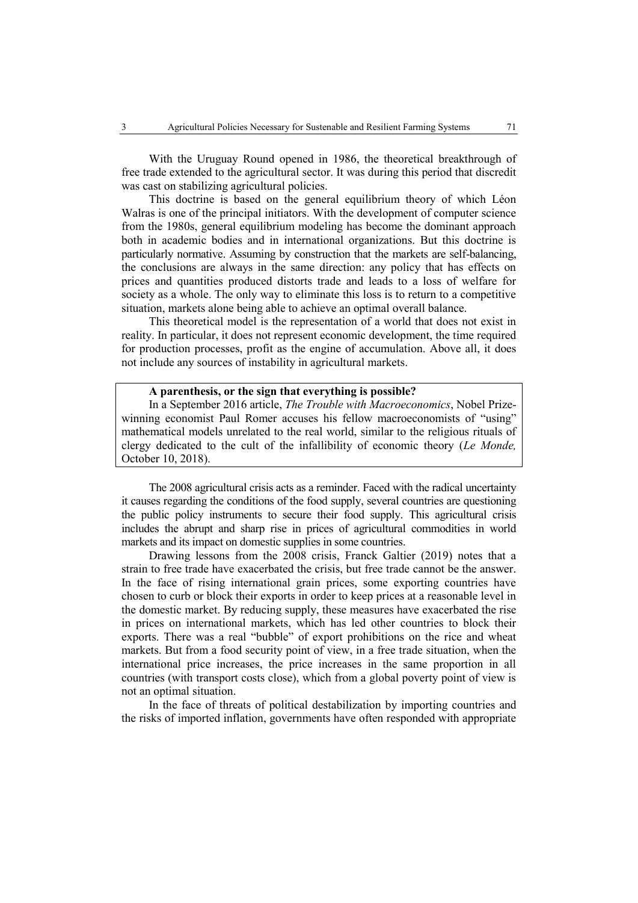With the Uruguay Round opened in 1986, the theoretical breakthrough of free trade extended to the agricultural sector. It was during this period that discredit was cast on stabilizing agricultural policies.

This doctrine is based on the general equilibrium theory of which Léon Walras is one of the principal initiators. With the development of computer science from the 1980s, general equilibrium modeling has become the dominant approach both in academic bodies and in international organizations. But this doctrine is particularly normative. Assuming by construction that the markets are self-balancing, the conclusions are always in the same direction: any policy that has effects on prices and quantities produced distorts trade and leads to a loss of welfare for society as a whole. The only way to eliminate this loss is to return to a competitive situation, markets alone being able to achieve an optimal overall balance.

This theoretical model is the representation of a world that does not exist in reality. In particular, it does not represent economic development, the time required for production processes, profit as the engine of accumulation. Above all, it does not include any sources of instability in agricultural markets.

> **A parenthesis, or the sign that everything is possible?**
>
> In a September 2016 article, *The Trouble with Macroeconomics*, Nobel Prize-winning economist Paul Romer accuses his fellow macroeconomists of "using" mathematical models unrelated to the real world, similar to the religious rituals of clergy dedicated to the cult of the infallibility of economic theory (*Le Monde,* October 10, 2018).

The 2008 agricultural crisis acts as a reminder. Faced with the radical uncertainty it causes regarding the conditions of the food supply, several countries are questioning the public policy instruments to secure their food supply. This agricultural crisis includes the abrupt and sharp rise in prices of agricultural commodities in world markets and its impact on domestic supplies in some countries.

Drawing lessons from the 2008 crisis, Franck Galtier (2019) notes that a strain to free trade have exacerbated the crisis, but free trade cannot be the answer. In the face of rising international grain prices, some exporting countries have chosen to curb or block their exports in order to keep prices at a reasonable level in the domestic market. By reducing supply, these measures have exacerbated the rise in prices on international markets, which has led other countries to block their exports. There was a real "bubble" of export prohibitions on the rice and wheat markets. But from a food security point of view, in a free trade situation, when the international price increases, the price increases in the same proportion in all countries (with transport costs close), which from a global poverty point of view is not an optimal situation.

In the face of threats of political destabilization by importing countries and the risks of imported inflation, governments have often responded with appropriate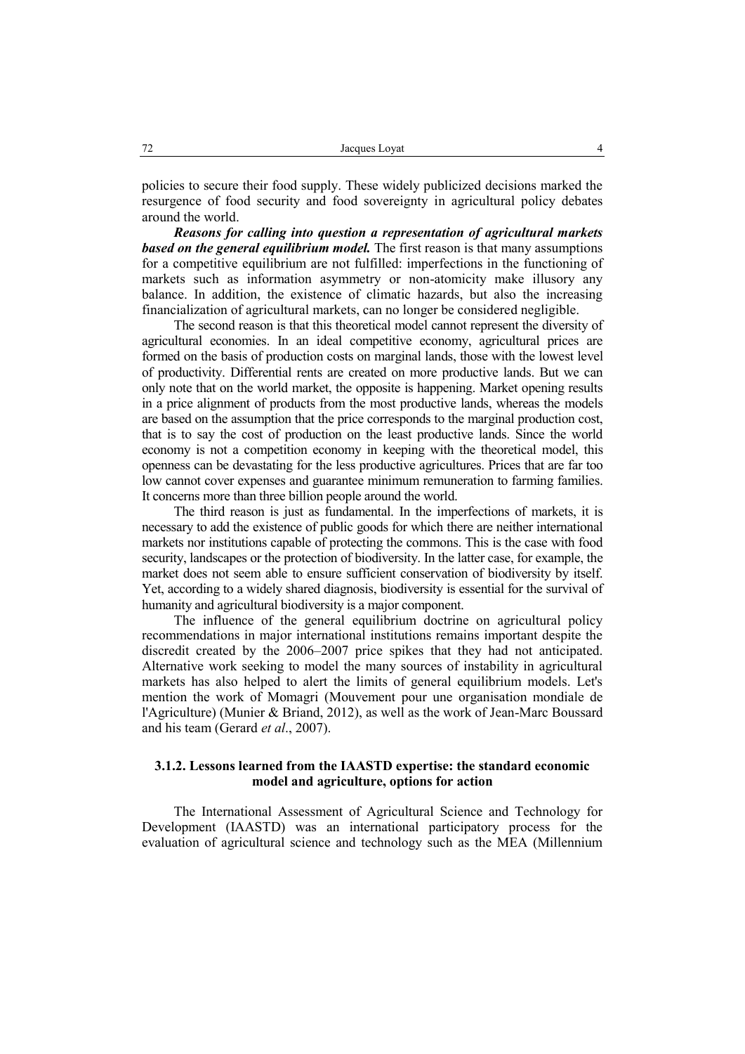policies to secure their food supply. These widely publicized decisions marked the resurgence of food security and food sovereignty in agricultural policy debates around the world.

***Reasons for calling into question a representation of agricultural markets based on the general equilibrium model.*** The first reason is that many assumptions for a competitive equilibrium are not fulfilled: imperfections in the functioning of markets such as information asymmetry or non-atomicity make illusory any balance. In addition, the existence of climatic hazards, but also the increasing financialization of agricultural markets, can no longer be considered negligible.

The second reason is that this theoretical model cannot represent the diversity of agricultural economies. In an ideal competitive economy, agricultural prices are formed on the basis of production costs on marginal lands, those with the lowest level of productivity. Differential rents are created on more productive lands. But we can only note that on the world market, the opposite is happening. Market opening results in a price alignment of products from the most productive lands, whereas the models are based on the assumption that the price corresponds to the marginal production cost, that is to say the cost of production on the least productive lands. Since the world economy is not a competition economy in keeping with the theoretical model, this openness can be devastating for the less productive agricultures. Prices that are far too low cannot cover expenses and guarantee minimum remuneration to farming families. It concerns more than three billion people around the world.

The third reason is just as fundamental. In the imperfections of markets, it is necessary to add the existence of public goods for which there are neither international markets nor institutions capable of protecting the commons. This is the case with food security, landscapes or the protection of biodiversity. In the latter case, for example, the market does not seem able to ensure sufficient conservation of biodiversity by itself. Yet, according to a widely shared diagnosis, biodiversity is essential for the survival of humanity and agricultural biodiversity is a major component.

The influence of the general equilibrium doctrine on agricultural policy recommendations in major international institutions remains important despite the discredit created by the 2006–2007 price spikes that they had not anticipated. Alternative work seeking to model the many sources of instability in agricultural markets has also helped to alert the limits of general equilibrium models. Let's mention the work of Momagri (Mouvement pour une organisation mondiale de l'Agriculture) (Munier & Briand, 2012), as well as the work of Jean-Marc Boussard and his team (Gerard *et al*., 2007).

### 3.1.2. Lessons learned from the IAASTD expertise: the standard economic model and agriculture, options for action

The International Assessment of Agricultural Science and Technology for Development (IAASTD) was an international participatory process for the evaluation of agricultural science and technology such as the MEA (Millennium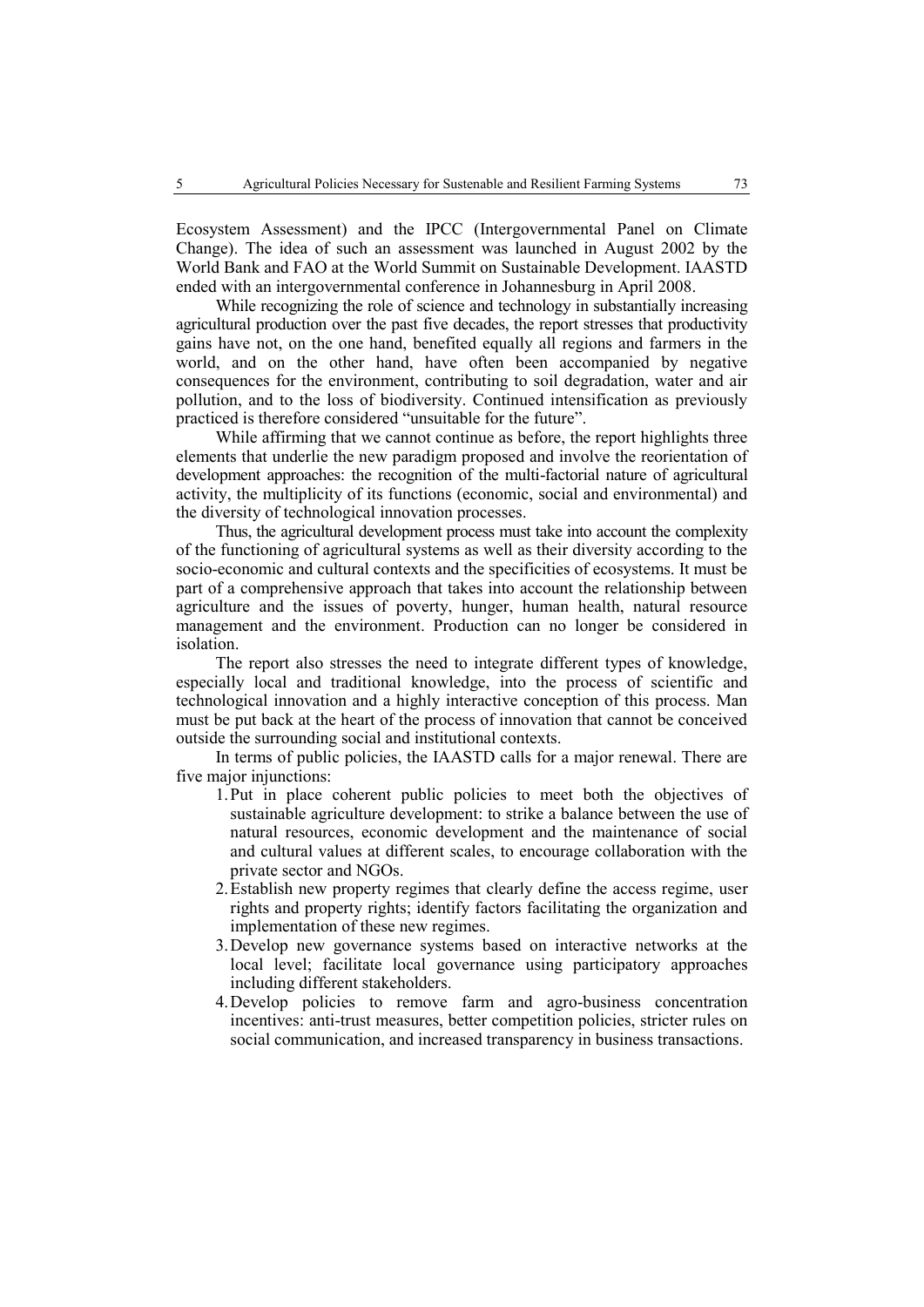Ecosystem Assessment) and the IPCC (Intergovernmental Panel on Climate Change). The idea of such an assessment was launched in August 2002 by the World Bank and FAO at the World Summit on Sustainable Development. IAASTD ended with an intergovernmental conference in Johannesburg in April 2008.

While recognizing the role of science and technology in substantially increasing agricultural production over the past five decades, the report stresses that productivity gains have not, on the one hand, benefited equally all regions and farmers in the world, and on the other hand, have often been accompanied by negative consequences for the environment, contributing to soil degradation, water and air pollution, and to the loss of biodiversity. Continued intensification as previously practiced is therefore considered "unsuitable for the future".

While affirming that we cannot continue as before, the report highlights three elements that underlie the new paradigm proposed and involve the reorientation of development approaches: the recognition of the multi-factorial nature of agricultural activity, the multiplicity of its functions (economic, social and environmental) and the diversity of technological innovation processes.

Thus, the agricultural development process must take into account the complexity of the functioning of agricultural systems as well as their diversity according to the socio-economic and cultural contexts and the specificities of ecosystems. It must be part of a comprehensive approach that takes into account the relationship between agriculture and the issues of poverty, hunger, human health, natural resource management and the environment. Production can no longer be considered in isolation.

The report also stresses the need to integrate different types of knowledge, especially local and traditional knowledge, into the process of scientific and technological innovation and a highly interactive conception of this process. Man must be put back at the heart of the process of innovation that cannot be conceived outside the surrounding social and institutional contexts.

In terms of public policies, the IAASTD calls for a major renewal. There are five major injunctions:

1. Put in place coherent public policies to meet both the objectives of sustainable agriculture development: to strike a balance between the use of natural resources, economic development and the maintenance of social and cultural values at different scales, to encourage collaboration with the private sector and NGOs.
2. Establish new property regimes that clearly define the access regime, user rights and property rights; identify factors facilitating the organization and implementation of these new regimes.
3. Develop new governance systems based on interactive networks at the local level; facilitate local governance using participatory approaches including different stakeholders.
4. Develop policies to remove farm and agro-business concentration incentives: anti-trust measures, better competition policies, stricter rules on social communication, and increased transparency in business transactions.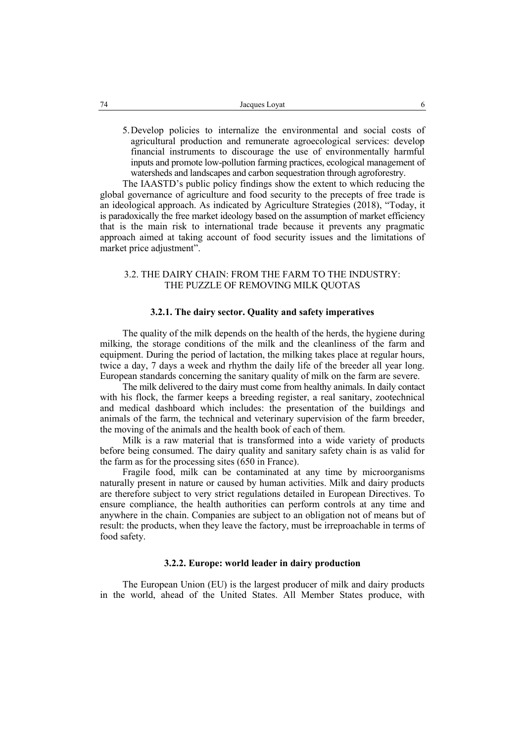5. Develop policies to internalize the environmental and social costs of agricultural production and remunerate agroecological services: develop financial instruments to discourage the use of environmentally harmful inputs and promote low-pollution farming practices, ecological management of watersheds and landscapes and carbon sequestration through agroforestry.

The IAASTD's public policy findings show the extent to which reducing the global governance of agriculture and food security to the precepts of free trade is an ideological approach. As indicated by Agriculture Strategies (2018), "Today, it is paradoxically the free market ideology based on the assumption of market efficiency that is the main risk to international trade because it prevents any pragmatic approach aimed at taking account of food security issues and the limitations of market price adjustment".

## 3.2. THE DAIRY CHAIN: FROM THE FARM TO THE INDUSTRY: THE PUZZLE OF REMOVING MILK QUOTAS

### 3.2.1. The dairy sector. Quality and safety imperatives

The quality of the milk depends on the health of the herds, the hygiene during milking, the storage conditions of the milk and the cleanliness of the farm and equipment. During the period of lactation, the milking takes place at regular hours, twice a day, 7 days a week and rhythm the daily life of the breeder all year long. European standards concerning the sanitary quality of milk on the farm are severe.

The milk delivered to the dairy must come from healthy animals. In daily contact with his flock, the farmer keeps a breeding register, a real sanitary, zootechnical and medical dashboard which includes: the presentation of the buildings and animals of the farm, the technical and veterinary supervision of the farm breeder, the moving of the animals and the health book of each of them.

Milk is a raw material that is transformed into a wide variety of products before being consumed. The dairy quality and sanitary safety chain is as valid for the farm as for the processing sites (650 in France).

Fragile food, milk can be contaminated at any time by microorganisms naturally present in nature or caused by human activities. Milk and dairy products are therefore subject to very strict regulations detailed in European Directives. To ensure compliance, the health authorities can perform controls at any time and anywhere in the chain. Companies are subject to an obligation not of means but of result: the products, when they leave the factory, must be irreproachable in terms of food safety.

### 3.2.2. Europe: world leader in dairy production

The European Union (EU) is the largest producer of milk and dairy products in the world, ahead of the United States. All Member States produce, with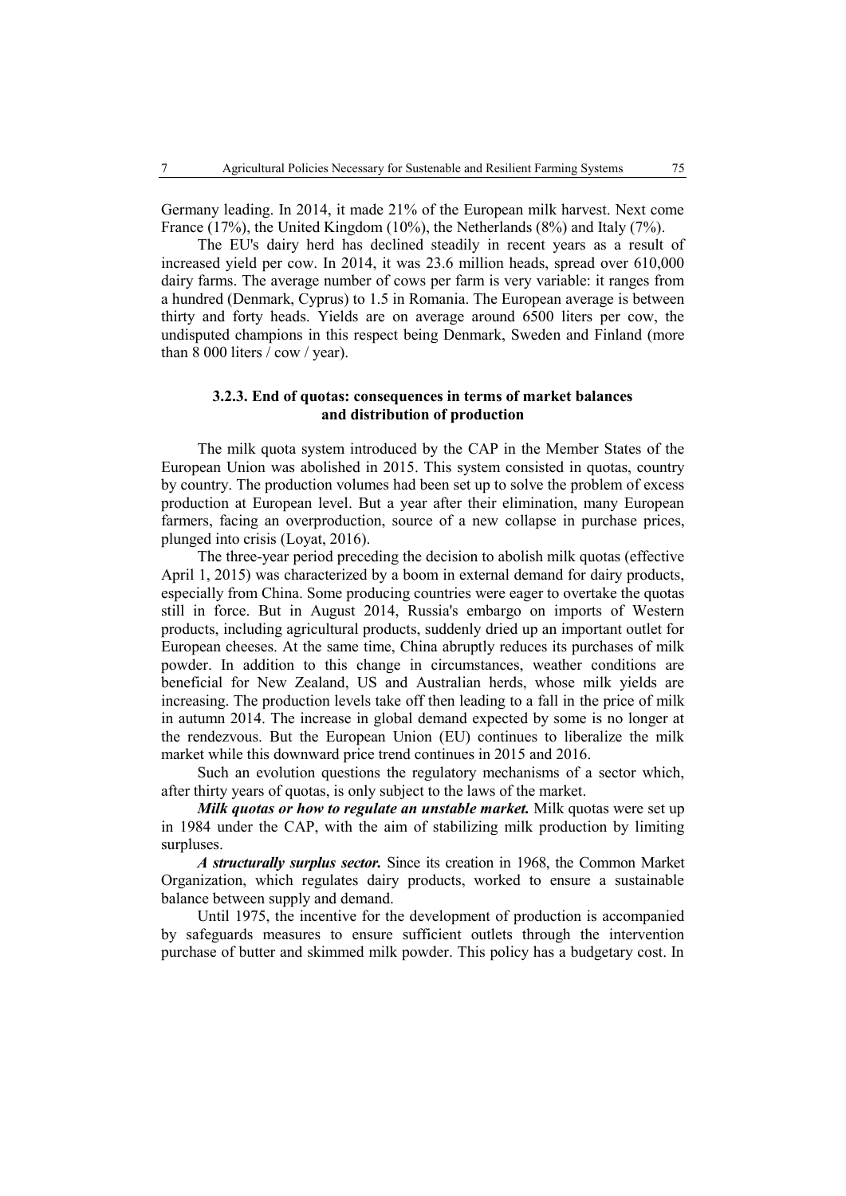Germany leading. In 2014, it made 21% of the European milk harvest. Next come France (17%), the United Kingdom (10%), the Netherlands (8%) and Italy (7%).

The EU's dairy herd has declined steadily in recent years as a result of increased yield per cow. In 2014, it was 23.6 million heads, spread over 610,000 dairy farms. The average number of cows per farm is very variable: it ranges from a hundred (Denmark, Cyprus) to 1.5 in Romania. The European average is between thirty and forty heads. Yields are on average around 6500 liters per cow, the undisputed champions in this respect being Denmark, Sweden and Finland (more than 8 000 liters / cow / year).

### 3.2.3. End of quotas: consequences in terms of market balances and distribution of production

The milk quota system introduced by the CAP in the Member States of the European Union was abolished in 2015. This system consisted in quotas, country by country. The production volumes had been set up to solve the problem of excess production at European level. But a year after their elimination, many European farmers, facing an overproduction, source of a new collapse in purchase prices, plunged into crisis (Loyat, 2016).

The three-year period preceding the decision to abolish milk quotas (effective April 1, 2015) was characterized by a boom in external demand for dairy products, especially from China. Some producing countries were eager to overtake the quotas still in force. But in August 2014, Russia's embargo on imports of Western products, including agricultural products, suddenly dried up an important outlet for European cheeses. At the same time, China abruptly reduces its purchases of milk powder. In addition to this change in circumstances, weather conditions are beneficial for New Zealand, US and Australian herds, whose milk yields are increasing. The production levels take off then leading to a fall in the price of milk in autumn 2014. The increase in global demand expected by some is no longer at the rendezvous. But the European Union (EU) continues to liberalize the milk market while this downward price trend continues in 2015 and 2016.

Such an evolution questions the regulatory mechanisms of a sector which, after thirty years of quotas, is only subject to the laws of the market.

***Milk quotas or how to regulate an unstable market.*** Milk quotas were set up in 1984 under the CAP, with the aim of stabilizing milk production by limiting surpluses.

***A structurally surplus sector.*** Since its creation in 1968, the Common Market Organization, which regulates dairy products, worked to ensure a sustainable balance between supply and demand.

Until 1975, the incentive for the development of production is accompanied by safeguards measures to ensure sufficient outlets through the intervention purchase of butter and skimmed milk powder. This policy has a budgetary cost. In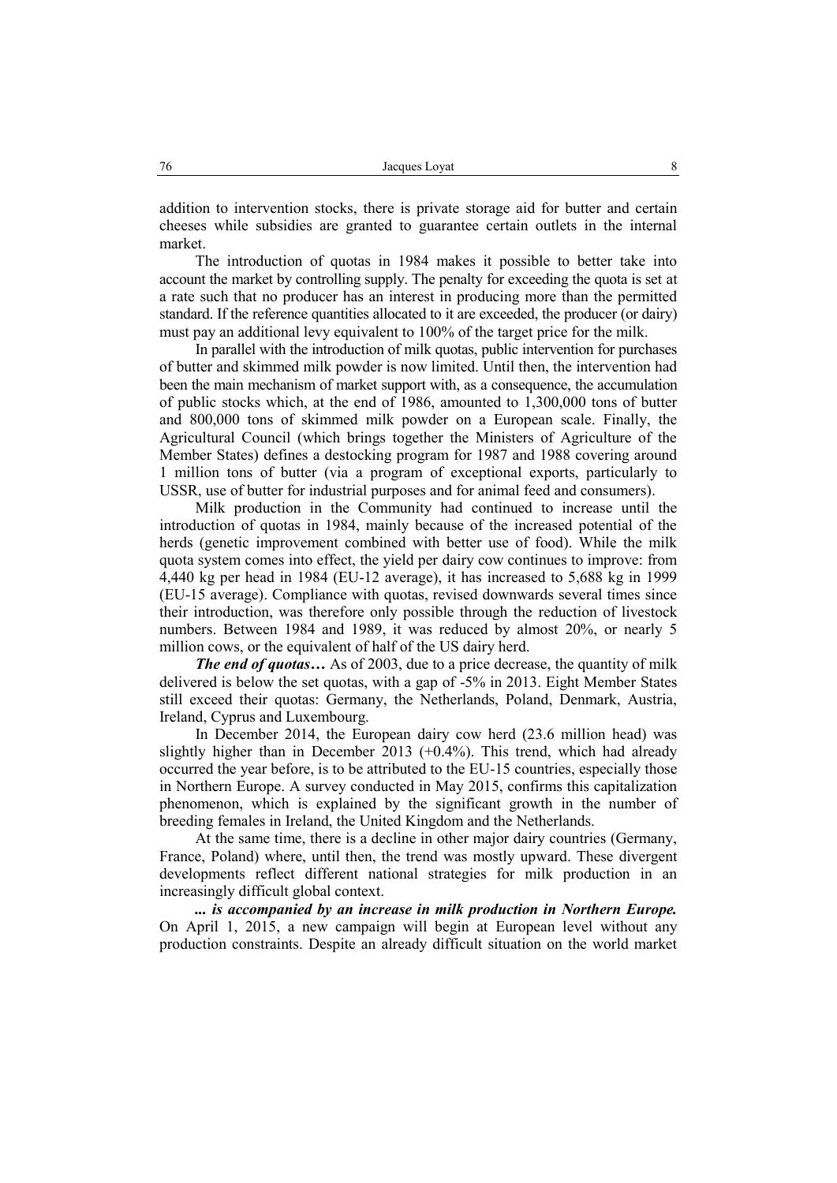addition to intervention stocks, there is private storage aid for butter and certain cheeses while subsidies are granted to guarantee certain outlets in the internal market.

The introduction of quotas in 1984 makes it possible to better take into account the market by controlling supply. The penalty for exceeding the quota is set at a rate such that no producer has an interest in producing more than the permitted standard. If the reference quantities allocated to it are exceeded, the producer (or dairy) must pay an additional levy equivalent to 100% of the target price for the milk.

In parallel with the introduction of milk quotas, public intervention for purchases of butter and skimmed milk powder is now limited. Until then, the intervention had been the main mechanism of market support with, as a consequence, the accumulation of public stocks which, at the end of 1986, amounted to 1,300,000 tons of butter and 800,000 tons of skimmed milk powder on a European scale. Finally, the Agricultural Council (which brings together the Ministers of Agriculture of the Member States) defines a destocking program for 1987 and 1988 covering around 1 million tons of butter (via a program of exceptional exports, particularly to USSR, use of butter for industrial purposes and for animal feed and consumers).

Milk production in the Community had continued to increase until the introduction of quotas in 1984, mainly because of the increased potential of the herds (genetic improvement combined with better use of food). While the milk quota system comes into effect, the yield per dairy cow continues to improve: from 4,440 kg per head in 1984 (EU-12 average), it has increased to 5,688 kg in 1999 (EU-15 average). Compliance with quotas, revised downwards several times since their introduction, was therefore only possible through the reduction of livestock numbers. Between 1984 and 1989, it was reduced by almost 20%, or nearly 5 million cows, or the equivalent of half of the US dairy herd.

***The end of quotas…*** As of 2003, due to a price decrease, the quantity of milk delivered is below the set quotas, with a gap of -5% in 2013. Eight Member States still exceed their quotas: Germany, the Netherlands, Poland, Denmark, Austria, Ireland, Cyprus and Luxembourg.

In December 2014, the European dairy cow herd (23.6 million head) was slightly higher than in December 2013 (+0.4%). This trend, which had already occurred the year before, is to be attributed to the EU-15 countries, especially those in Northern Europe. A survey conducted in May 2015, confirms this capitalization phenomenon, which is explained by the significant growth in the number of breeding females in Ireland, the United Kingdom and the Netherlands.

At the same time, there is a decline in other major dairy countries (Germany, France, Poland) where, until then, the trend was mostly upward. These divergent developments reflect different national strategies for milk production in an increasingly difficult global context.

***... is accompanied by an increase in milk production in Northern Europe.*** On April 1, 2015, a new campaign will begin at European level without any production constraints. Despite an already difficult situation on the world market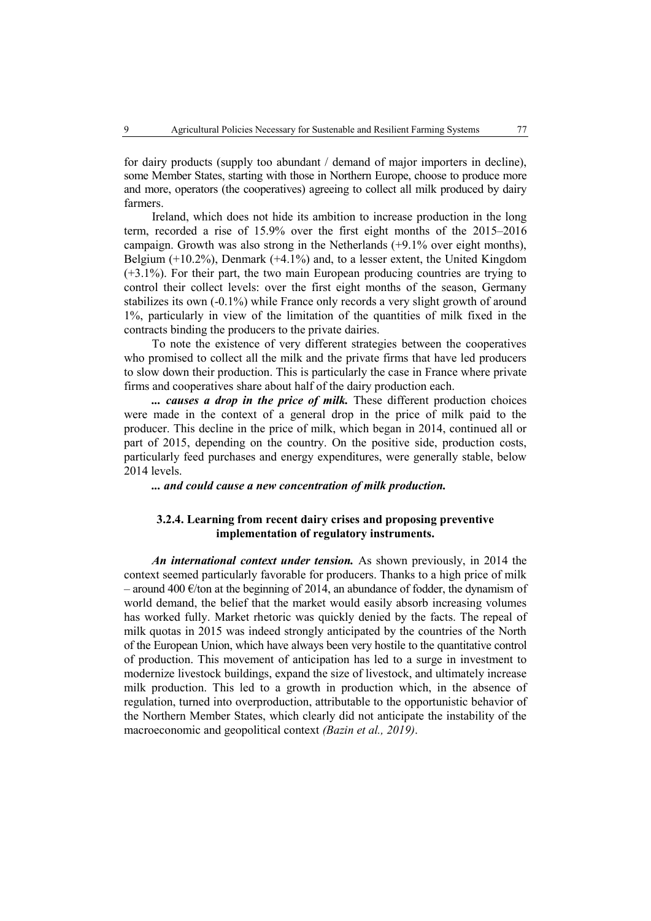for dairy products (supply too abundant / demand of major importers in decline), some Member States, starting with those in Northern Europe, choose to produce more and more, operators (the cooperatives) agreeing to collect all milk produced by dairy farmers.

Ireland, which does not hide its ambition to increase production in the long term, recorded a rise of 15.9% over the first eight months of the 2015–2016 campaign. Growth was also strong in the Netherlands (+9.1% over eight months), Belgium (+10.2%), Denmark (+4.1%) and, to a lesser extent, the United Kingdom (+3.1%). For their part, the two main European producing countries are trying to control their collect levels: over the first eight months of the season, Germany stabilizes its own (-0.1%) while France only records a very slight growth of around 1%, particularly in view of the limitation of the quantities of milk fixed in the contracts binding the producers to the private dairies.

To note the existence of very different strategies between the cooperatives who promised to collect all the milk and the private firms that have led producers to slow down their production. This is particularly the case in France where private firms and cooperatives share about half of the dairy production each.

***... causes a drop in the price of milk.*** These different production choices were made in the context of a general drop in the price of milk paid to the producer. This decline in the price of milk, which began in 2014, continued all or part of 2015, depending on the country. On the positive side, production costs, particularly feed purchases and energy expenditures, were generally stable, below 2014 levels.

***... and could cause a new concentration of milk production.***

### 3.2.4. Learning from recent dairy crises and proposing preventive implementation of regulatory instruments.

***An international context under tension.*** As shown previously, in 2014 the context seemed particularly favorable for producers. Thanks to a high price of milk – around 400 €/ton at the beginning of 2014, an abundance of fodder, the dynamism of world demand, the belief that the market would easily absorb increasing volumes has worked fully. Market rhetoric was quickly denied by the facts. The repeal of milk quotas in 2015 was indeed strongly anticipated by the countries of the North of the European Union, which have always been very hostile to the quantitative control of production. This movement of anticipation has led to a surge in investment to modernize livestock buildings, expand the size of livestock, and ultimately increase milk production. This led to a growth in production which, in the absence of regulation, turned into overproduction, attributable to the opportunistic behavior of the Northern Member States, which clearly did not anticipate the instability of the macroeconomic and geopolitical context *(Bazin et al., 2019)*.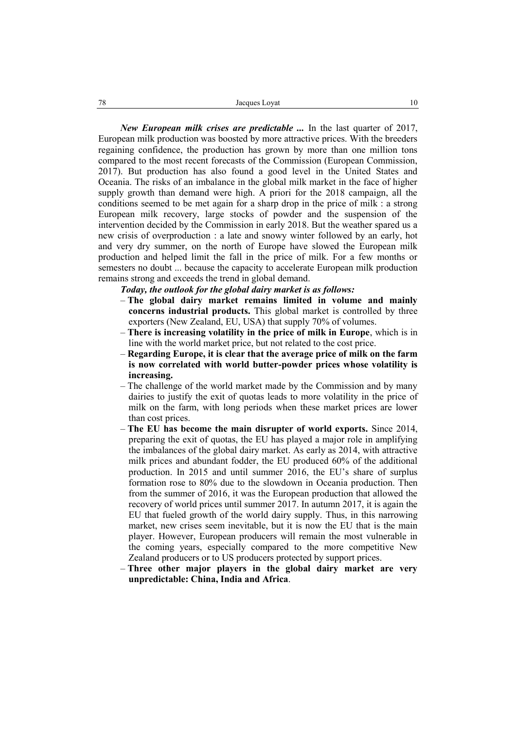***New European milk crises are predictable ...*** In the last quarter of 2017, European milk production was boosted by more attractive prices. With the breeders regaining confidence, the production has grown by more than one million tons compared to the most recent forecasts of the Commission (European Commission, 2017). But production has also found a good level in the United States and Oceania. The risks of an imbalance in the global milk market in the face of higher supply growth than demand were high. A priori for the 2018 campaign, all the conditions seemed to be met again for a sharp drop in the price of milk : a strong European milk recovery, large stocks of powder and the suspension of the intervention decided by the Commission in early 2018. But the weather spared us a new crisis of overproduction : a late and snowy winter followed by an early, hot and very dry summer, on the north of Europe have slowed the European milk production and helped limit the fall in the price of milk. For a few months or semesters no doubt ... because the capacity to accelerate European milk production remains strong and exceeds the trend in global demand.

***Today, the outlook for the global dairy market is as follows:***

- **The global dairy market remains limited in volume and mainly concerns industrial products.** This global market is controlled by three exporters (New Zealand, EU, USA) that supply 70% of volumes.
- **There is increasing volatility in the price of milk in Europe**, which is in line with the world market price, but not related to the cost price.
- **Regarding Europe, it is clear that the average price of milk on the farm is now correlated with world butter-powder prices whose volatility is increasing.**
- The challenge of the world market made by the Commission and by many dairies to justify the exit of quotas leads to more volatility in the price of milk on the farm, with long periods when these market prices are lower than cost prices.
- **The EU has become the main disrupter of world exports.** Since 2014, preparing the exit of quotas, the EU has played a major role in amplifying the imbalances of the global dairy market. As early as 2014, with attractive milk prices and abundant fodder, the EU produced 60% of the additional production. In 2015 and until summer 2016, the EU's share of surplus formation rose to 80% due to the slowdown in Oceania production. Then from the summer of 2016, it was the European production that allowed the recovery of world prices until summer 2017. In autumn 2017, it is again the EU that fueled growth of the world dairy supply. Thus, in this narrowing market, new crises seem inevitable, but it is now the EU that is the main player. However, European producers will remain the most vulnerable in the coming years, especially compared to the more competitive New Zealand producers or to US producers protected by support prices.
- **Three other major players in the global dairy market are very unpredictable: China, India and Africa**.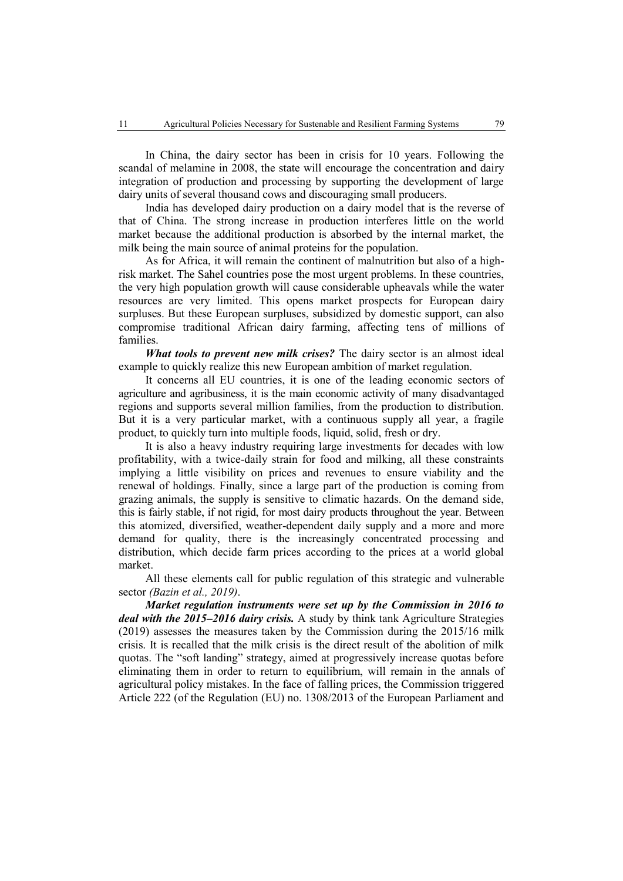In China, the dairy sector has been in crisis for 10 years. Following the scandal of melamine in 2008, the state will encourage the concentration and dairy integration of production and processing by supporting the development of large dairy units of several thousand cows and discouraging small producers.

India has developed dairy production on a dairy model that is the reverse of that of China. The strong increase in production interferes little on the world market because the additional production is absorbed by the internal market, the milk being the main source of animal proteins for the population.

As for Africa, it will remain the continent of malnutrition but also of a high-risk market. The Sahel countries pose the most urgent problems. In these countries, the very high population growth will cause considerable upheavals while the water resources are very limited. This opens market prospects for European dairy surpluses. But these European surpluses, subsidized by domestic support, can also compromise traditional African dairy farming, affecting tens of millions of families.

***What tools to prevent new milk crises?*** The dairy sector is an almost ideal example to quickly realize this new European ambition of market regulation.

It concerns all EU countries, it is one of the leading economic sectors of agriculture and agribusiness, it is the main economic activity of many disadvantaged regions and supports several million families, from the production to distribution. But it is a very particular market, with a continuous supply all year, a fragile product, to quickly turn into multiple foods, liquid, solid, fresh or dry.

It is also a heavy industry requiring large investments for decades with low profitability, with a twice-daily strain for food and milking, all these constraints implying a little visibility on prices and revenues to ensure viability and the renewal of holdings. Finally, since a large part of the production is coming from grazing animals, the supply is sensitive to climatic hazards. On the demand side, this is fairly stable, if not rigid, for most dairy products throughout the year. Between this atomized, diversified, weather-dependent daily supply and a more and more demand for quality, there is the increasingly concentrated processing and distribution, which decide farm prices according to the prices at a world global market.

All these elements call for public regulation of this strategic and vulnerable sector *(Bazin et al., 2019)*.

***Market regulation instruments were set up by the Commission in 2016 to deal with the 2015–2016 dairy crisis.*** A study by think tank Agriculture Strategies (2019) assesses the measures taken by the Commission during the 2015/16 milk crisis. It is recalled that the milk crisis is the direct result of the abolition of milk quotas. The "soft landing" strategy, aimed at progressively increase quotas before eliminating them in order to return to equilibrium, will remain in the annals of agricultural policy mistakes. In the face of falling prices, the Commission triggered Article 222 (of the Regulation (EU) no. 1308/2013 of the European Parliament and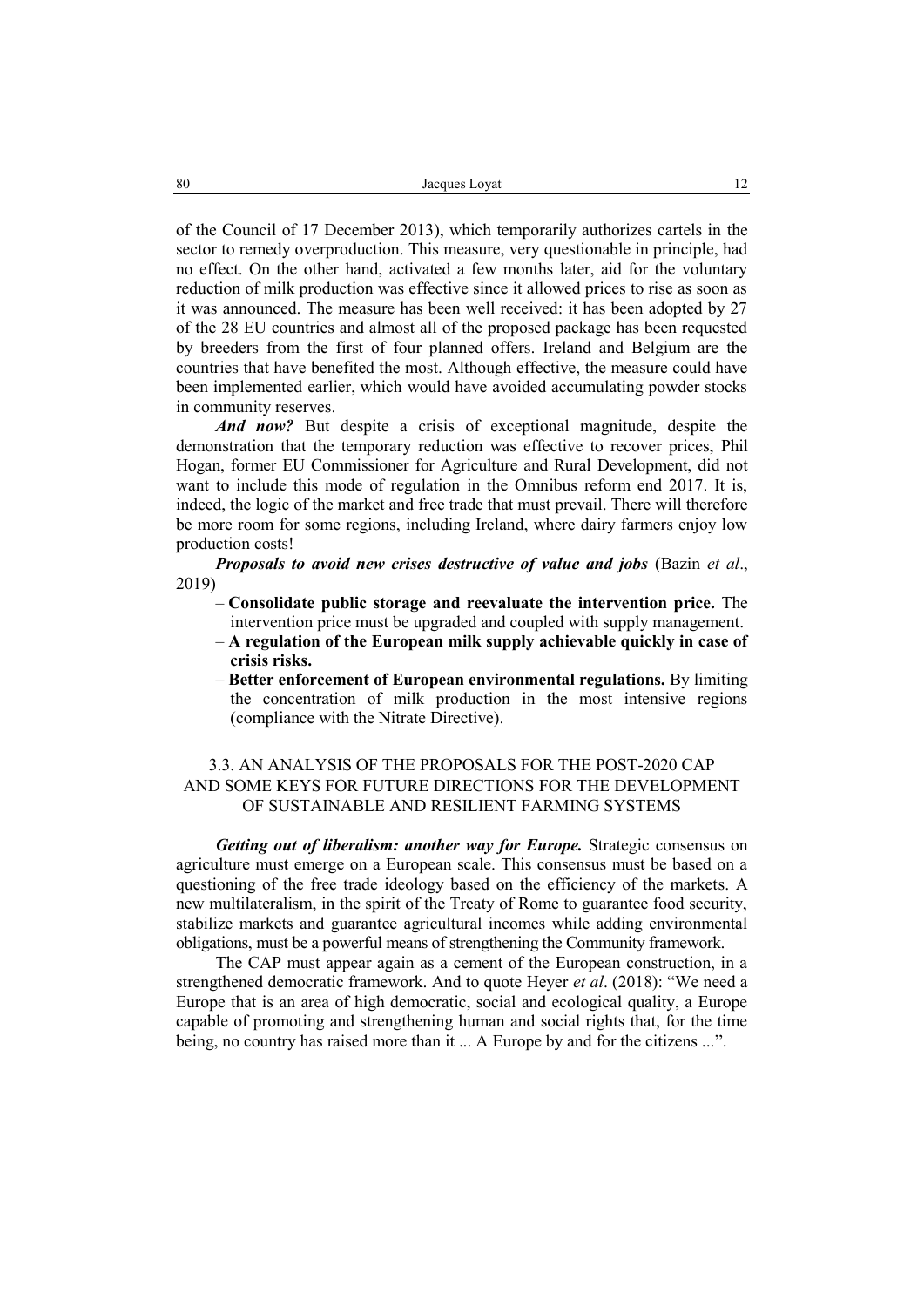of the Council of 17 December 2013), which temporarily authorizes cartels in the sector to remedy overproduction. This measure, very questionable in principle, had no effect. On the other hand, activated a few months later, aid for the voluntary reduction of milk production was effective since it allowed prices to rise as soon as it was announced. The measure has been well received: it has been adopted by 27 of the 28 EU countries and almost all of the proposed package has been requested by breeders from the first of four planned offers. Ireland and Belgium are the countries that have benefited the most. Although effective, the measure could have been implemented earlier, which would have avoided accumulating powder stocks in community reserves.

***And now?*** But despite a crisis of exceptional magnitude, despite the demonstration that the temporary reduction was effective to recover prices, Phil Hogan, former EU Commissioner for Agriculture and Rural Development, did not want to include this mode of regulation in the Omnibus reform end 2017. It is, indeed, the logic of the market and free trade that must prevail. There will therefore be more room for some regions, including Ireland, where dairy farmers enjoy low production costs!

***Proposals to avoid new crises destructive of value and jobs*** (Bazin *et al*., 2019)

- **Consolidate public storage and reevaluate the intervention price.** The intervention price must be upgraded and coupled with supply management.
- **A regulation of the European milk supply achievable quickly in case of crisis risks.**
- **Better enforcement of European environmental regulations.** By limiting the concentration of milk production in the most intensive regions (compliance with the Nitrate Directive).

### 3.3. AN ANALYSIS OF THE PROPOSALS FOR THE POST-2020 CAP AND SOME KEYS FOR FUTURE DIRECTIONS FOR THE DEVELOPMENT OF SUSTAINABLE AND RESILIENT FARMING SYSTEMS

***Getting out of liberalism: another way for Europe.*** Strategic consensus on agriculture must emerge on a European scale. This consensus must be based on a questioning of the free trade ideology based on the efficiency of the markets. A new multilateralism, in the spirit of the Treaty of Rome to guarantee food security, stabilize markets and guarantee agricultural incomes while adding environmental obligations, must be a powerful means of strengthening the Community framework.

The CAP must appear again as a cement of the European construction, in a strengthened democratic framework. And to quote Heyer *et al*. (2018): "We need a Europe that is an area of high democratic, social and ecological quality, a Europe capable of promoting and strengthening human and social rights that, for the time being, no country has raised more than it ... A Europe by and for the citizens ...".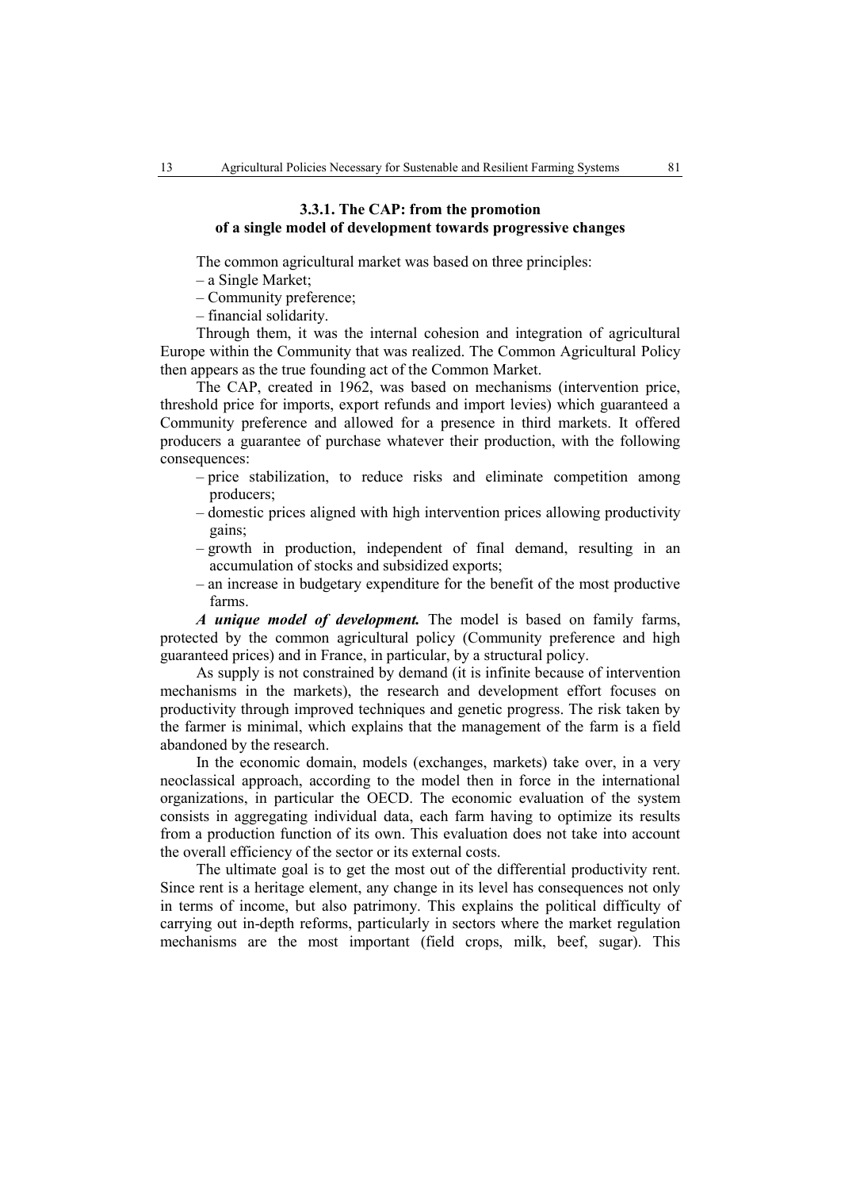### 3.3.1. The CAP: from the promotion of a single model of development towards progressive changes

The common agricultural market was based on three principles:

– a Single Market;

– Community preference;

– financial solidarity.

Through them, it was the internal cohesion and integration of agricultural Europe within the Community that was realized. The Common Agricultural Policy then appears as the true founding act of the Common Market.

The CAP, created in 1962, was based on mechanisms (intervention price, threshold price for imports, export refunds and import levies) which guaranteed a Community preference and allowed for a presence in third markets. It offered producers a guarantee of purchase whatever their production, with the following consequences:

– price stabilization, to reduce risks and eliminate competition among producers;

– domestic prices aligned with high intervention prices allowing productivity gains;

– growth in production, independent of final demand, resulting in an accumulation of stocks and subsidized exports;

– an increase in budgetary expenditure for the benefit of the most productive farms.

***A unique model of development.*** The model is based on family farms, protected by the common agricultural policy (Community preference and high guaranteed prices) and in France, in particular, by a structural policy.

As supply is not constrained by demand (it is infinite because of intervention mechanisms in the markets), the research and development effort focuses on productivity through improved techniques and genetic progress. The risk taken by the farmer is minimal, which explains that the management of the farm is a field abandoned by the research.

In the economic domain, models (exchanges, markets) take over, in a very neoclassical approach, according to the model then in force in the international organizations, in particular the OECD. The economic evaluation of the system consists in aggregating individual data, each farm having to optimize its results from a production function of its own. This evaluation does not take into account the overall efficiency of the sector or its external costs.

The ultimate goal is to get the most out of the differential productivity rent. Since rent is a heritage element, any change in its level has consequences not only in terms of income, but also patrimony. This explains the political difficulty of carrying out in-depth reforms, particularly in sectors where the market regulation mechanisms are the most important (field crops, milk, beef, sugar). This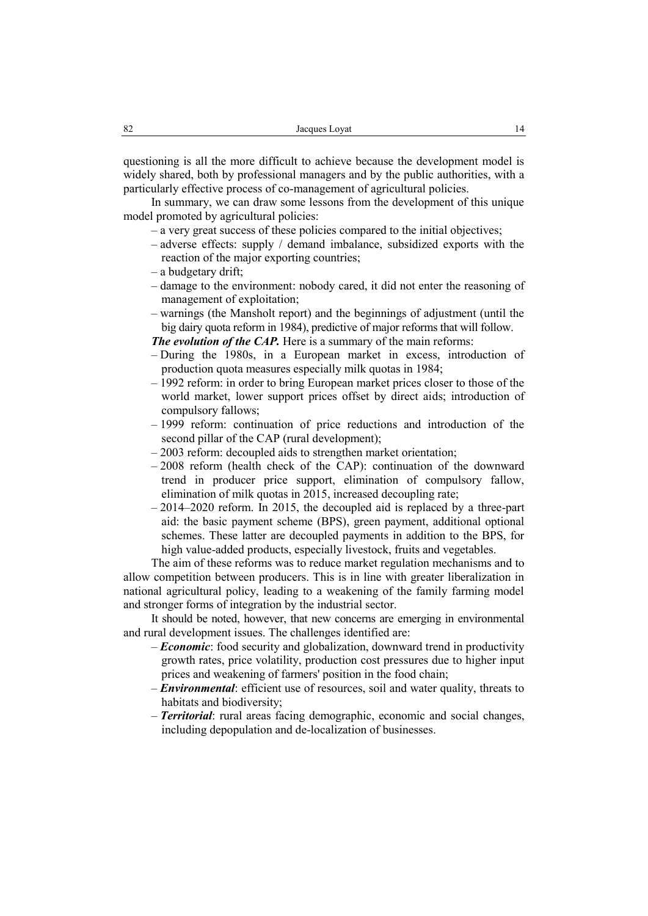questioning is all the more difficult to achieve because the development model is widely shared, both by professional managers and by the public authorities, with a particularly effective process of co-management of agricultural policies.

In summary, we can draw some lessons from the development of this unique model promoted by agricultural policies:

- a very great success of these policies compared to the initial objectives;
- adverse effects: supply / demand imbalance, subsidized exports with the reaction of the major exporting countries;
- a budgetary drift;
- damage to the environment: nobody cared, it did not enter the reasoning of management of exploitation;
- warnings (the Mansholt report) and the beginnings of adjustment (until the big dairy quota reform in 1984), predictive of major reforms that will follow.

***The evolution of the CAP.*** Here is a summary of the main reforms:

- During the 1980s, in a European market in excess, introduction of production quota measures especially milk quotas in 1984;
- 1992 reform: in order to bring European market prices closer to those of the world market, lower support prices offset by direct aids; introduction of compulsory fallows;
- 1999 reform: continuation of price reductions and introduction of the second pillar of the CAP (rural development);
- 2003 reform: decoupled aids to strengthen market orientation;
- 2008 reform (health check of the CAP): continuation of the downward trend in producer price support, elimination of compulsory fallow, elimination of milk quotas in 2015, increased decoupling rate;
- 2014–2020 reform. In 2015, the decoupled aid is replaced by a three-part aid: the basic payment scheme (BPS), green payment, additional optional schemes. These latter are decoupled payments in addition to the BPS, for high value-added products, especially livestock, fruits and vegetables.

The aim of these reforms was to reduce market regulation mechanisms and to allow competition between producers. This is in line with greater liberalization in national agricultural policy, leading to a weakening of the family farming model and stronger forms of integration by the industrial sector.

It should be noted, however, that new concerns are emerging in environmental and rural development issues. The challenges identified are:

- ***Economic***: food security and globalization, downward trend in productivity growth rates, price volatility, production cost pressures due to higher input prices and weakening of farmers' position in the food chain;
- ***Environmental***: efficient use of resources, soil and water quality, threats to habitats and biodiversity;
- ***Territorial***: rural areas facing demographic, economic and social changes, including depopulation and de-localization of businesses.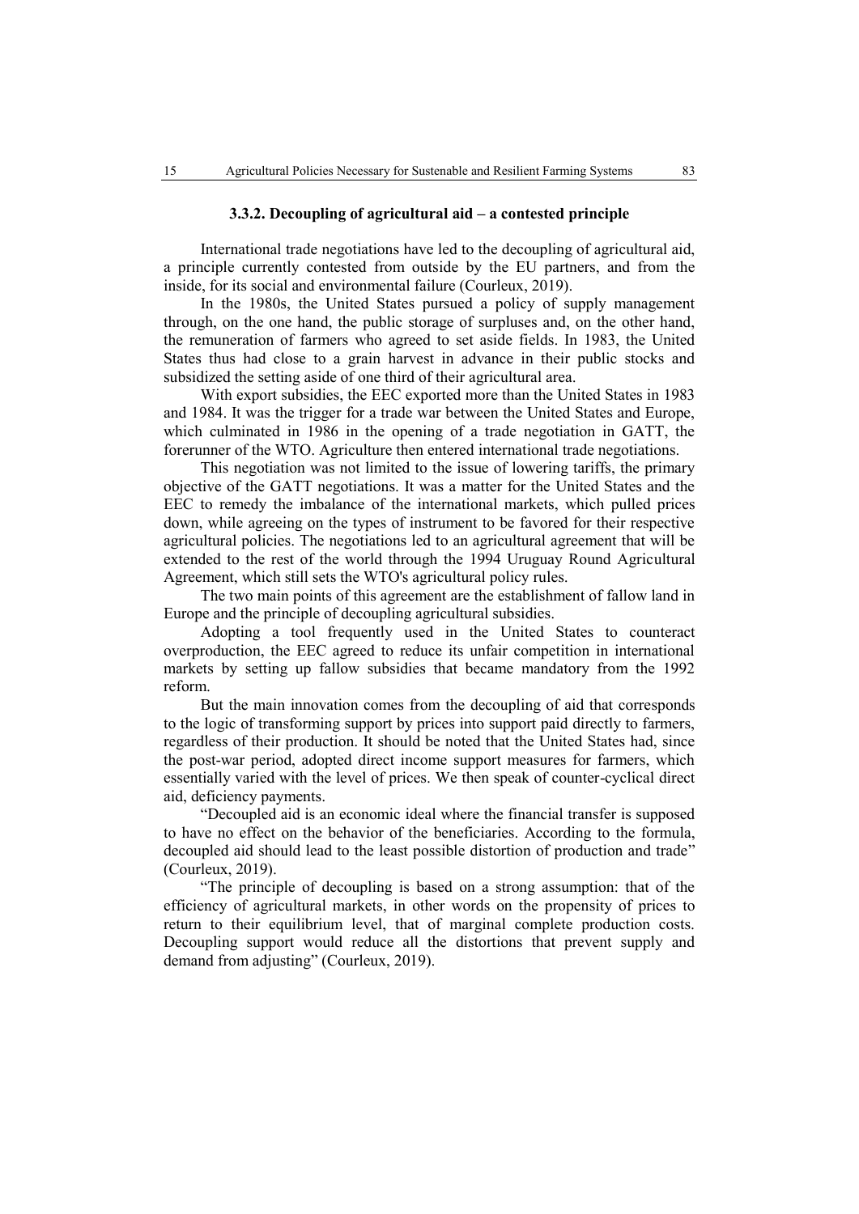### 3.3.2. Decoupling of agricultural aid – a contested principle

International trade negotiations have led to the decoupling of agricultural aid, a principle currently contested from outside by the EU partners, and from the inside, for its social and environmental failure (Courleux, 2019).

In the 1980s, the United States pursued a policy of supply management through, on the one hand, the public storage of surpluses and, on the other hand, the remuneration of farmers who agreed to set aside fields. In 1983, the United States thus had close to a grain harvest in advance in their public stocks and subsidized the setting aside of one third of their agricultural area.

With export subsidies, the EEC exported more than the United States in 1983 and 1984. It was the trigger for a trade war between the United States and Europe, which culminated in 1986 in the opening of a trade negotiation in GATT, the forerunner of the WTO. Agriculture then entered international trade negotiations.

This negotiation was not limited to the issue of lowering tariffs, the primary objective of the GATT negotiations. It was a matter for the United States and the EEC to remedy the imbalance of the international markets, which pulled prices down, while agreeing on the types of instrument to be favored for their respective agricultural policies. The negotiations led to an agricultural agreement that will be extended to the rest of the world through the 1994 Uruguay Round Agricultural Agreement, which still sets the WTO's agricultural policy rules.

The two main points of this agreement are the establishment of fallow land in Europe and the principle of decoupling agricultural subsidies.

Adopting a tool frequently used in the United States to counteract overproduction, the EEC agreed to reduce its unfair competition in international markets by setting up fallow subsidies that became mandatory from the 1992 reform.

But the main innovation comes from the decoupling of aid that corresponds to the logic of transforming support by prices into support paid directly to farmers, regardless of their production. It should be noted that the United States had, since the post-war period, adopted direct income support measures for farmers, which essentially varied with the level of prices. We then speak of counter-cyclical direct aid, deficiency payments.

"Decoupled aid is an economic ideal where the financial transfer is supposed to have no effect on the behavior of the beneficiaries. According to the formula, decoupled aid should lead to the least possible distortion of production and trade" (Courleux, 2019).

"The principle of decoupling is based on a strong assumption: that of the efficiency of agricultural markets, in other words on the propensity of prices to return to their equilibrium level, that of marginal complete production costs. Decoupling support would reduce all the distortions that prevent supply and demand from adjusting" (Courleux, 2019).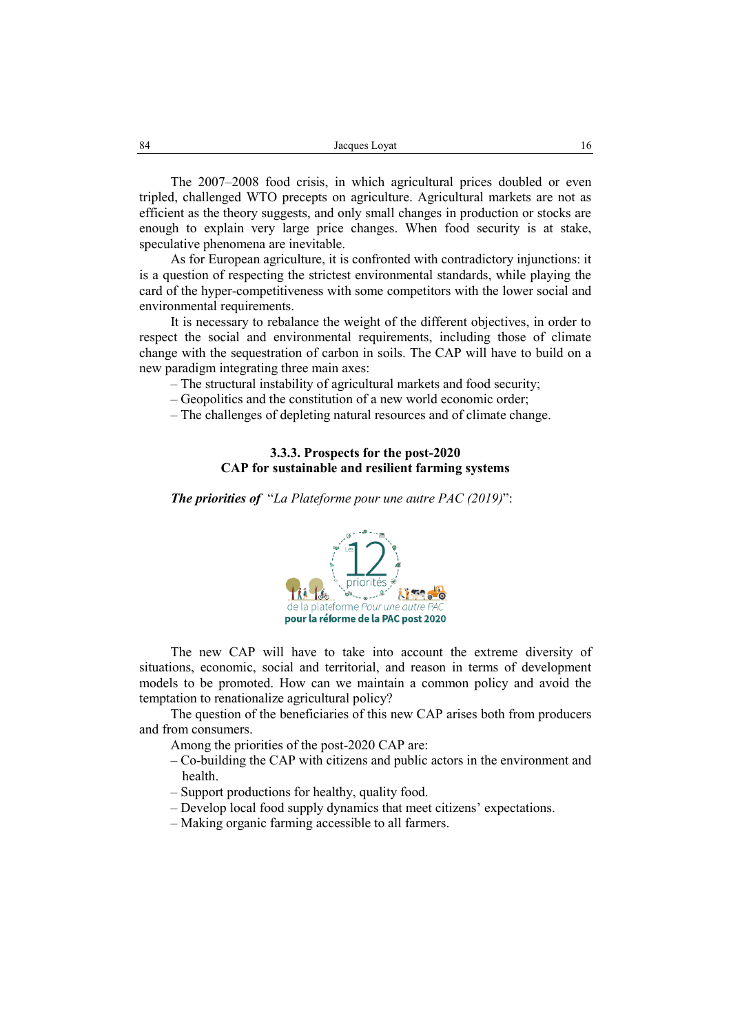The 2007–2008 food crisis, in which agricultural prices doubled or even tripled, challenged WTO precepts on agriculture. Agricultural markets are not as efficient as the theory suggests, and only small changes in production or stocks are enough to explain very large price changes. When food security is at stake, speculative phenomena are inevitable.

As for European agriculture, it is confronted with contradictory injunctions: it is a question of respecting the strictest environmental standards, while playing the card of the hyper-competitiveness with some competitors with the lower social and environmental requirements.

It is necessary to rebalance the weight of the different objectives, in order to respect the social and environmental requirements, including those of climate change with the sequestration of carbon in soils. The CAP will have to build on a new paradigm integrating three main axes:

– The structural instability of agricultural markets and food security;
– Geopolitics and the constitution of a new world economic order;
– The challenges of depleting natural resources and of climate change.

### 3.3.3. Prospects for the post-2020 CAP for sustainable and resilient farming systems

***The priorities of*** "*La Plateforme pour une autre PAC (2019)*":

Les 12 priorités de la plateforme *Pour une autre PAC* **pour la réforme de la PAC post 2020**

The new CAP will have to take into account the extreme diversity of situations, economic, social and territorial, and reason in terms of development models to be promoted. How can we maintain a common policy and avoid the temptation to renationalize agricultural policy?

The question of the beneficiaries of this new CAP arises both from producers and from consumers.

Among the priorities of the post-2020 CAP are:

– Co-building the CAP with citizens and public actors in the environment and health.
– Support productions for healthy, quality food.
– Develop local food supply dynamics that meet citizens' expectations.
– Making organic farming accessible to all farmers.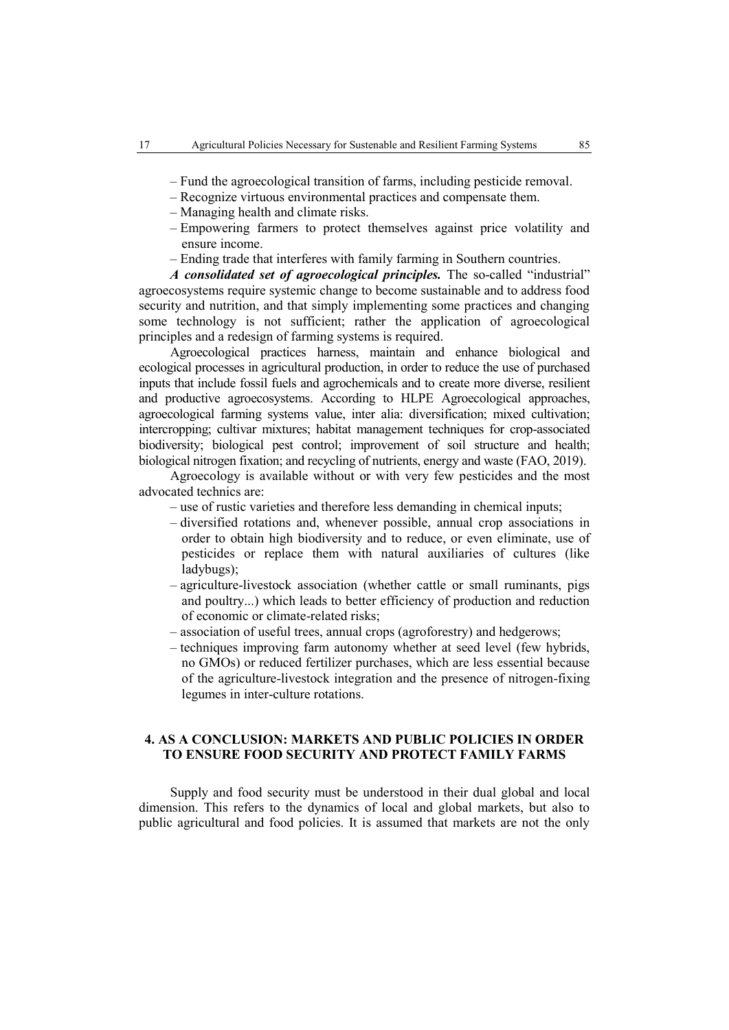– Fund the agroecological transition of farms, including pesticide removal.
– Recognize virtuous environmental practices and compensate them.
– Managing health and climate risks.
– Empowering farmers to protect themselves against price volatility and ensure income.
– Ending trade that interferes with family farming in Southern countries.

***A consolidated set of agroecological principles.*** The so-called "industrial" agroecosystems require systemic change to become sustainable and to address food security and nutrition, and that simply implementing some practices and changing some technology is not sufficient; rather the application of agroecological principles and a redesign of farming systems is required.

Agroecological practices harness, maintain and enhance biological and ecological processes in agricultural production, in order to reduce the use of purchased inputs that include fossil fuels and agrochemicals and to create more diverse, resilient and productive agroecosystems. According to HLPE Agroecological approaches, agroecological farming systems value, inter alia: diversification; mixed cultivation; intercropping; cultivar mixtures; habitat management techniques for crop-associated biodiversity; biological pest control; improvement of soil structure and health; biological nitrogen fixation; and recycling of nutrients, energy and waste (FAO, 2019).

Agroecology is available without or with very few pesticides and the most advocated technics are:

– use of rustic varieties and therefore less demanding in chemical inputs;
– diversified rotations and, whenever possible, annual crop associations in order to obtain high biodiversity and to reduce, or even eliminate, use of pesticides or replace them with natural auxiliaries of cultures (like ladybugs);
– agriculture-livestock association (whether cattle or small ruminants, pigs and poultry...) which leads to better efficiency of production and reduction of economic or climate-related risks;
– association of useful trees, annual crops (agroforestry) and hedgerows;
– techniques improving farm autonomy whether at seed level (few hybrids, no GMOs) or reduced fertilizer purchases, which are less essential because of the agriculture-livestock integration and the presence of nitrogen-fixing legumes in inter-culture rotations.

## 4. AS A CONCLUSION: MARKETS AND PUBLIC POLICIES IN ORDER TO ENSURE FOOD SECURITY AND PROTECT FAMILY FARMS

Supply and food security must be understood in their dual global and local dimension. This refers to the dynamics of local and global markets, but also to public agricultural and food policies. It is assumed that markets are not the only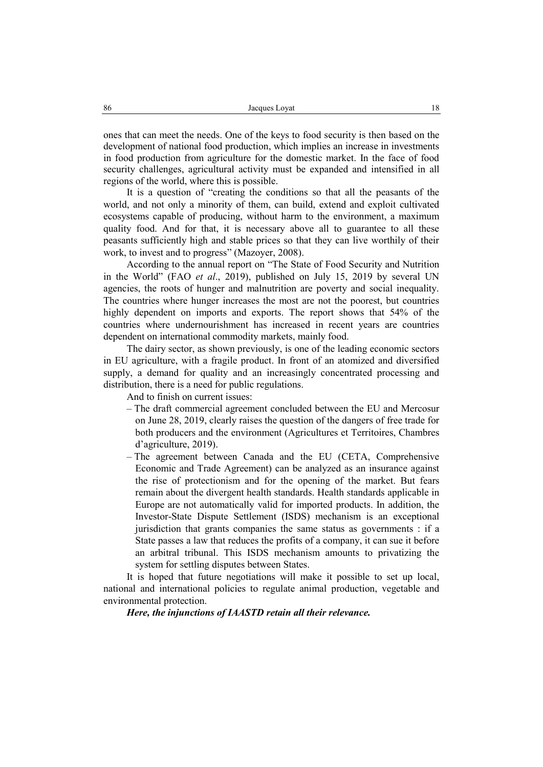ones that can meet the needs. One of the keys to food security is then based on the development of national food production, which implies an increase in investments in food production from agriculture for the domestic market. In the face of food security challenges, agricultural activity must be expanded and intensified in all regions of the world, where this is possible.

It is a question of "creating the conditions so that all the peasants of the world, and not only a minority of them, can build, extend and exploit cultivated ecosystems capable of producing, without harm to the environment, a maximum quality food. And for that, it is necessary above all to guarantee to all these peasants sufficiently high and stable prices so that they can live worthily of their work, to invest and to progress" (Mazoyer, 2008).

According to the annual report on "The State of Food Security and Nutrition in the World" (FAO *et al*., 2019), published on July 15, 2019 by several UN agencies, the roots of hunger and malnutrition are poverty and social inequality. The countries where hunger increases the most are not the poorest, but countries highly dependent on imports and exports. The report shows that 54% of the countries where undernourishment has increased in recent years are countries dependent on international commodity markets, mainly food.

The dairy sector, as shown previously, is one of the leading economic sectors in EU agriculture, with a fragile product. In front of an atomized and diversified supply, a demand for quality and an increasingly concentrated processing and distribution, there is a need for public regulations.

And to finish on current issues:

- The draft commercial agreement concluded between the EU and Mercosur on June 28, 2019, clearly raises the question of the dangers of free trade for both producers and the environment (Agricultures et Territoires, Chambres d'agriculture, 2019).
- The agreement between Canada and the EU (CETA, Comprehensive Economic and Trade Agreement) can be analyzed as an insurance against the rise of protectionism and for the opening of the market. But fears remain about the divergent health standards. Health standards applicable in Europe are not automatically valid for imported products. In addition, the Investor-State Dispute Settlement (ISDS) mechanism is an exceptional jurisdiction that grants companies the same status as governments : if a State passes a law that reduces the profits of a company, it can sue it before an arbitral tribunal. This ISDS mechanism amounts to privatizing the system for settling disputes between States.

It is hoped that future negotiations will make it possible to set up local, national and international policies to regulate animal production, vegetable and environmental protection.

***Here, the injunctions of IAASTD retain all their relevance.***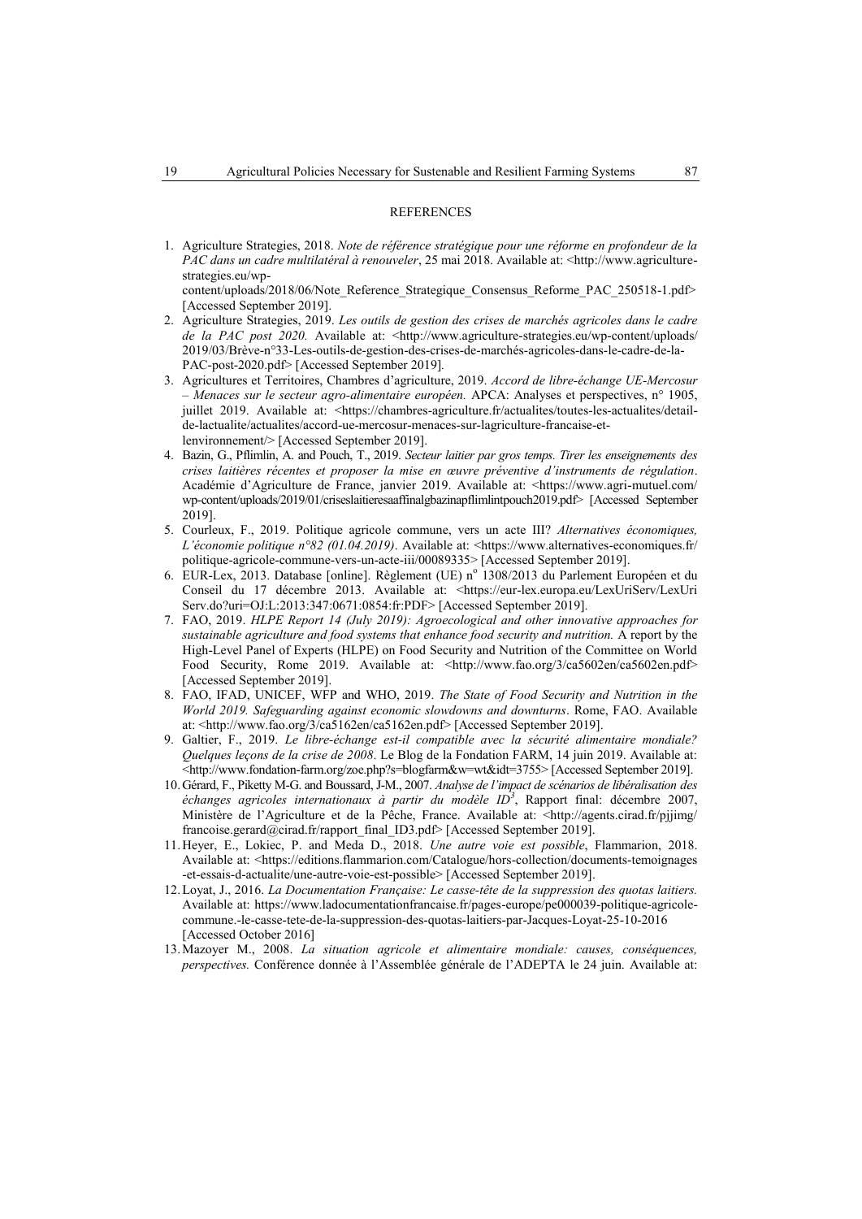## REFERENCES

1. Agriculture Strategies, 2018. *Note de référence stratégique pour une réforme en profondeur de la PAC dans un cadre multilatéral à renouveler*, 25 mai 2018. Available at: <http://www.agriculture-strategies.eu/wp-content/uploads/2018/06/Note_Reference_Strategique_Consensus_Reforme_PAC_250518-1.pdf> [Accessed September 2019].
2. Agriculture Strategies, 2019. *Les outils de gestion des crises de marchés agricoles dans le cadre de la PAC post 2020.* Available at: <http://www.agriculture-strategies.eu/wp-content/uploads/2019/03/Brève-n°33-Les-outils-de-gestion-des-crises-de-marchés-agricoles-dans-le-cadre-de-la-PAC-post-2020.pdf> [Accessed September 2019].
3. Agricultures et Territoires, Chambres d'agriculture, 2019. *Accord de libre-échange UE-Mercosur – Menaces sur le secteur agro-alimentaire européen.* APCA: Analyses et perspectives, n° 1905, juillet 2019. Available at: <https://chambres-agriculture.fr/actualites/toutes-les-actualites/detail-de-lactualite/actualites/accord-ue-mercosur-menaces-sur-lagriculture-francaise-et-lenvironnement/> [Accessed September 2019].
4. Bazin, G., Pflimlin, A. and Pouch, T., 2019. *Secteur laitier par gros temps. Tirer les enseignements des crises laitières récentes et proposer la mise en œuvre préventive d'instruments de régulation*. Académie d'Agriculture de France, janvier 2019. Available at: <https://www.agri-mutuel.com/wp-content/uploads/2019/01/criseslaitieresaaffinalgbazinapflimlintpouch2019.pdf> [Accessed September 2019].
5. Courleux, F., 2019. Politique agricole commune, vers un acte III? *Alternatives économiques, L'économie politique n°82 (01.04.2019)*. Available at: <https://www.alternatives-economiques.fr/politique-agricole-commune-vers-un-acte-iii/00089335> [Accessed September 2019].
6. EUR-Lex, 2013. Database [online]. Règlement (UE) n° 1308/2013 du Parlement Européen et du Conseil du 17 décembre 2013. Available at: <https://eur-lex.europa.eu/LexUriServ/LexUriServ.do?uri=OJ:L:2013:347:0671:0854:fr:PDF> [Accessed September 2019].
7. FAO, 2019. *HLPE Report 14 (July 2019): Agroecological and other innovative approaches for sustainable agriculture and food systems that enhance food security and nutrition.* A report by the High-Level Panel of Experts (HLPE) on Food Security and Nutrition of the Committee on World Food Security, Rome 2019. Available at: <http://www.fao.org/3/ca5602en/ca5602en.pdf> [Accessed September 2019].
8. FAO, IFAD, UNICEF, WFP and WHO, 2019. *The State of Food Security and Nutrition in the World 2019. Safeguarding against economic slowdowns and downturns*. Rome, FAO. Available at: <http://www.fao.org/3/ca5162en/ca5162en.pdf> [Accessed September 2019].
9. Galtier, F., 2019. *Le libre-échange est-il compatible avec la sécurité alimentaire mondiale? Quelques leçons de la crise de 2008*. Le Blog de la Fondation FARM, 14 juin 2019. Available at: <http://www.fondation-farm.org/zoe.php?s=blogfarm&w=wt&idt=3755> [Accessed September 2019].
10. Gérard, F., Piketty M-G. and Boussard, J-M., 2007. *Analyse de l'impact de scénarios de libéralisation des échanges agricoles internationaux à partir du modèle ID[3]*, Rapport final: décembre 2007, Ministère de l'Agriculture et de la Pêche, France. Available at: <http://agents.cirad.fr/pjjimg/francoise.gerard@cirad.fr/rapport_final_ID3.pdf> [Accessed September 2019].
11. Heyer, E., Lokiec, P. and Meda D., 2018. *Une autre voie est possible*, Flammarion, 2018. Available at: <https://editions.flammarion.com/Catalogue/hors-collection/documents-temoignages-et-essais-d-actualite/une-autre-voie-est-possible> [Accessed September 2019].
12. Loyat, J., 2016. *La Documentation Française: Le casse-tête de la suppression des quotas laitiers.* Available at: https://www.ladocumentationfrancaise.fr/pages-europe/pe000039-politique-agricole-commune.-le-casse-tete-de-la-suppression-des-quotas-laitiers-par-Jacques-Loyat-25-10-2016 [Accessed October 2016]
13. Mazoyer M., 2008. *La situation agricole et alimentaire mondiale: causes, conséquences, perspectives.* Conférence donnée à l'Assemblée générale de l'ADEPTA le 24 juin. Available at: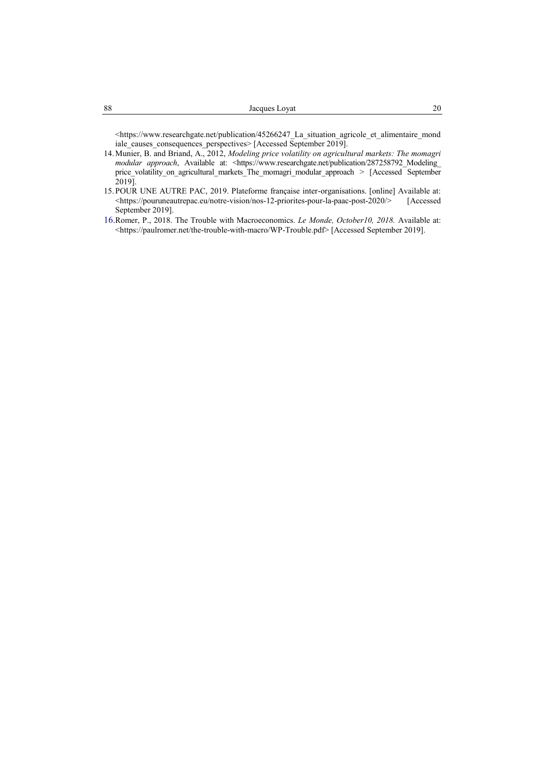<https://www.researchgate.net/publication/45266247_La_situation_agricole_et_alimentaire_mondiale_causes_consequences_perspectives> [Accessed September 2019].

14. Munier, B. and Briand, A., 2012, *Modeling price volatility on agricultural markets: The momagri modular approach*, Available at: <https://www.researchgate.net/publication/287258792_Modeling_price_volatility_on_agricultural_markets_The_momagri_modular_approach > [Accessed September 2019].
15. POUR UNE AUTRE PAC, 2019. Plateforme française inter-organisations. [online] Available at: <https://pouruneautrepac.eu/notre-vision/nos-12-priorites-pour-la-paac-post-2020/> [Accessed September 2019].
16. Romer, P., 2018. The Trouble with Macroeconomics. *Le Monde, October10, 2018.* Available at: <https://paulromer.net/the-trouble-with-macro/WP-Trouble.pdf> [Accessed September 2019].